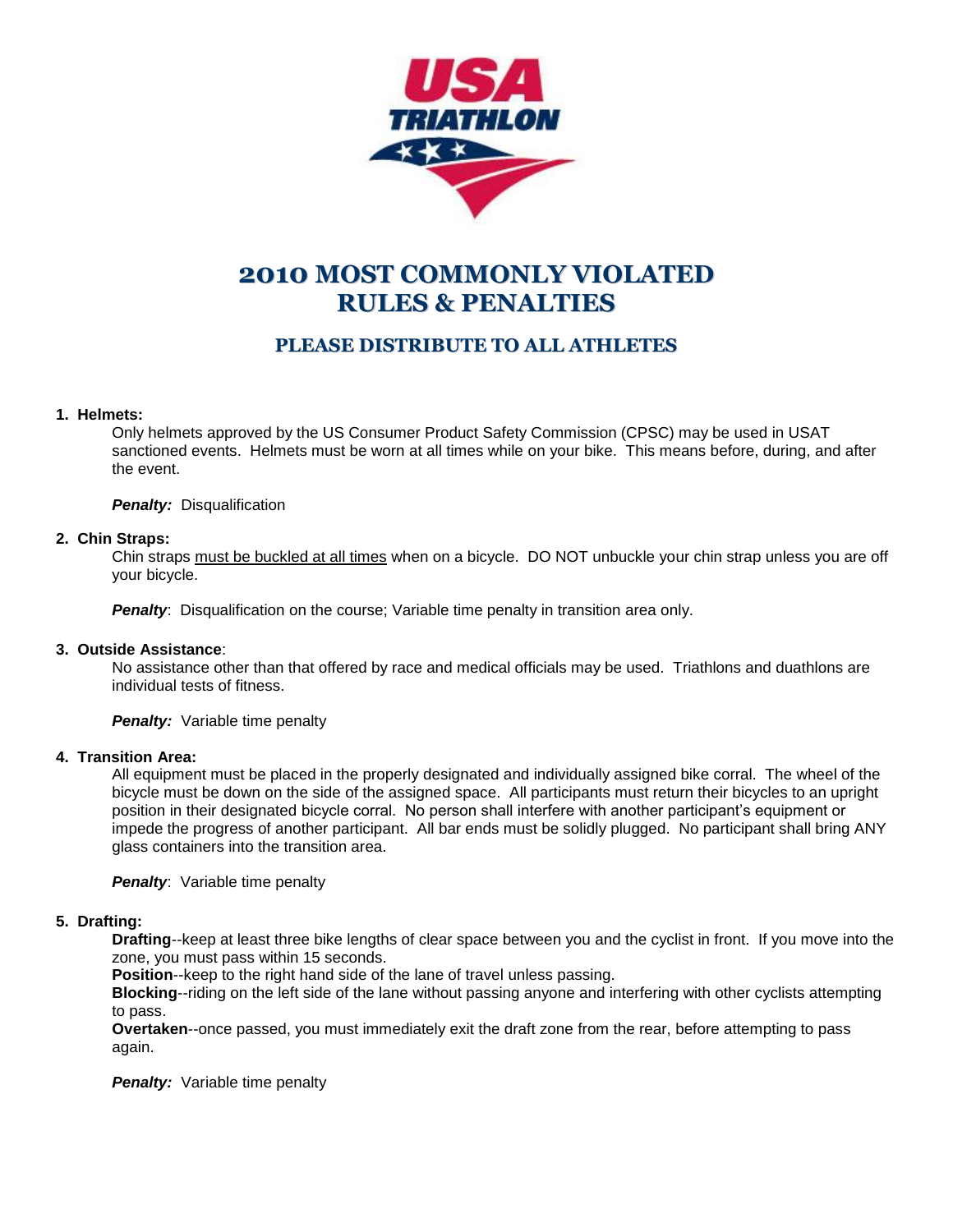# 2010 MOST COMMONLY VIOLATED RULES & PENALTIES

## PLEASE DISTRIBUTE TO ALL ATHLETES

1. **Helmets:**

   Only helmets approved by the US Consumer Product Safety Commission (CPSC) may be used in USAT sanctioned events. Helmets must be worn at all times while on your bike. This means before, during, and after the event.

   ***Penalty:*** Disqualification

2. **Chin Straps:**

   Chin straps <u>must be buckled at all times</u> when on a bicycle. DO NOT unbuckle your chin strap unless you are off your bicycle.

   ***Penalty***: Disqualification on the course; Variable time penalty in transition area only.

3. **Outside Assistance**:

   No assistance other than that offered by race and medical officials may be used. Triathlons and duathlons are individual tests of fitness.

   ***Penalty:*** Variable time penalty

4. **Transition Area:**

   All equipment must be placed in the properly designated and individually assigned bike corral. The wheel of the bicycle must be down on the side of the assigned space. All participants must return their bicycles to an upright position in their designated bicycle corral. No person shall interfere with another participant's equipment or impede the progress of another participant. All bar ends must be solidly plugged. No participant shall bring ANY glass containers into the transition area.

   ***Penalty***: Variable time penalty

5. **Drafting:**

   **Drafting**--keep at least three bike lengths of clear space between you and the cyclist in front. If you move into the zone, you must pass within 15 seconds.
   **Position**--keep to the right hand side of the lane of travel unless passing.
   **Blocking**--riding on the left side of the lane without passing anyone and interfering with other cyclists attempting to pass.
   **Overtaken**--once passed, you must immediately exit the draft zone from the rear, before attempting to pass again.

   ***Penalty:*** Variable time penalty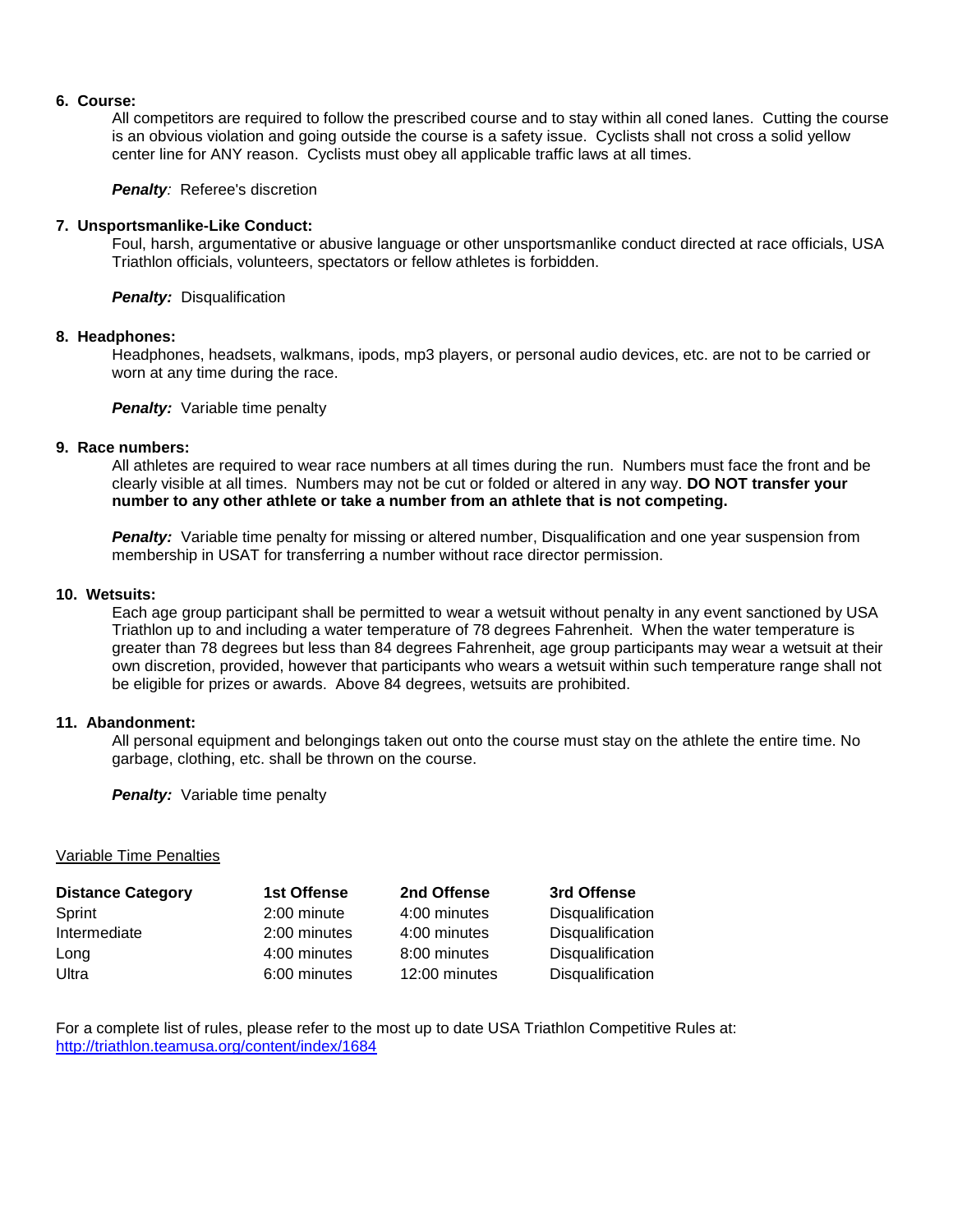**6. Course:**

All competitors are required to follow the prescribed course and to stay within all coned lanes. Cutting the course is an obvious violation and going outside the course is a safety issue. Cyclists shall not cross a solid yellow center line for ANY reason. Cyclists must obey all applicable traffic laws at all times.

***Penalty**:* Referee's discretion

**7. Unsportsmanlike-Like Conduct:**

Foul, harsh, argumentative or abusive language or other unsportsmanlike conduct directed at race officials, USA Triathlon officials, volunteers, spectators or fellow athletes is forbidden.

***Penalty:*** Disqualification

**8. Headphones:**

Headphones, headsets, walkmans, ipods, mp3 players, or personal audio devices, etc. are not to be carried or worn at any time during the race.

***Penalty:*** Variable time penalty

**9. Race numbers:**

All athletes are required to wear race numbers at all times during the run. Numbers must face the front and be clearly visible at all times. Numbers may not be cut or folded or altered in any way. **DO NOT transfer your number to any other athlete or take a number from an athlete that is not competing.**

***Penalty:*** Variable time penalty for missing or altered number, Disqualification and one year suspension from membership in USAT for transferring a number without race director permission.

**10. Wetsuits:**

Each age group participant shall be permitted to wear a wetsuit without penalty in any event sanctioned by USA Triathlon up to and including a water temperature of 78 degrees Fahrenheit. When the water temperature is greater than 78 degrees but less than 84 degrees Fahrenheit, age group participants may wear a wetsuit at their own discretion, provided, however that participants who wears a wetsuit within such temperature range shall not be eligible for prizes or awards. Above 84 degrees, wetsuits are prohibited.

**11. Abandonment:**

All personal equipment and belongings taken out onto the course must stay on the athlete the entire time. No garbage, clothing, etc. shall be thrown on the course.

***Penalty:*** Variable time penalty

Variable Time Penalties

| Distance Category | 1st Offense | 2nd Offense | 3rd Offense |
|---|---|---|---|
| Sprint | 2:00 minute | 4:00 minutes | Disqualification |
| Intermediate | 2:00 minutes | 4:00 minutes | Disqualification |
| Long | 4:00 minutes | 8:00 minutes | Disqualification |
| Ultra | 6:00 minutes | 12:00 minutes | Disqualification |

For a complete list of rules, please refer to the most up to date USA Triathlon Competitive Rules at: http://triathlon.teamusa.org/content/index/1684